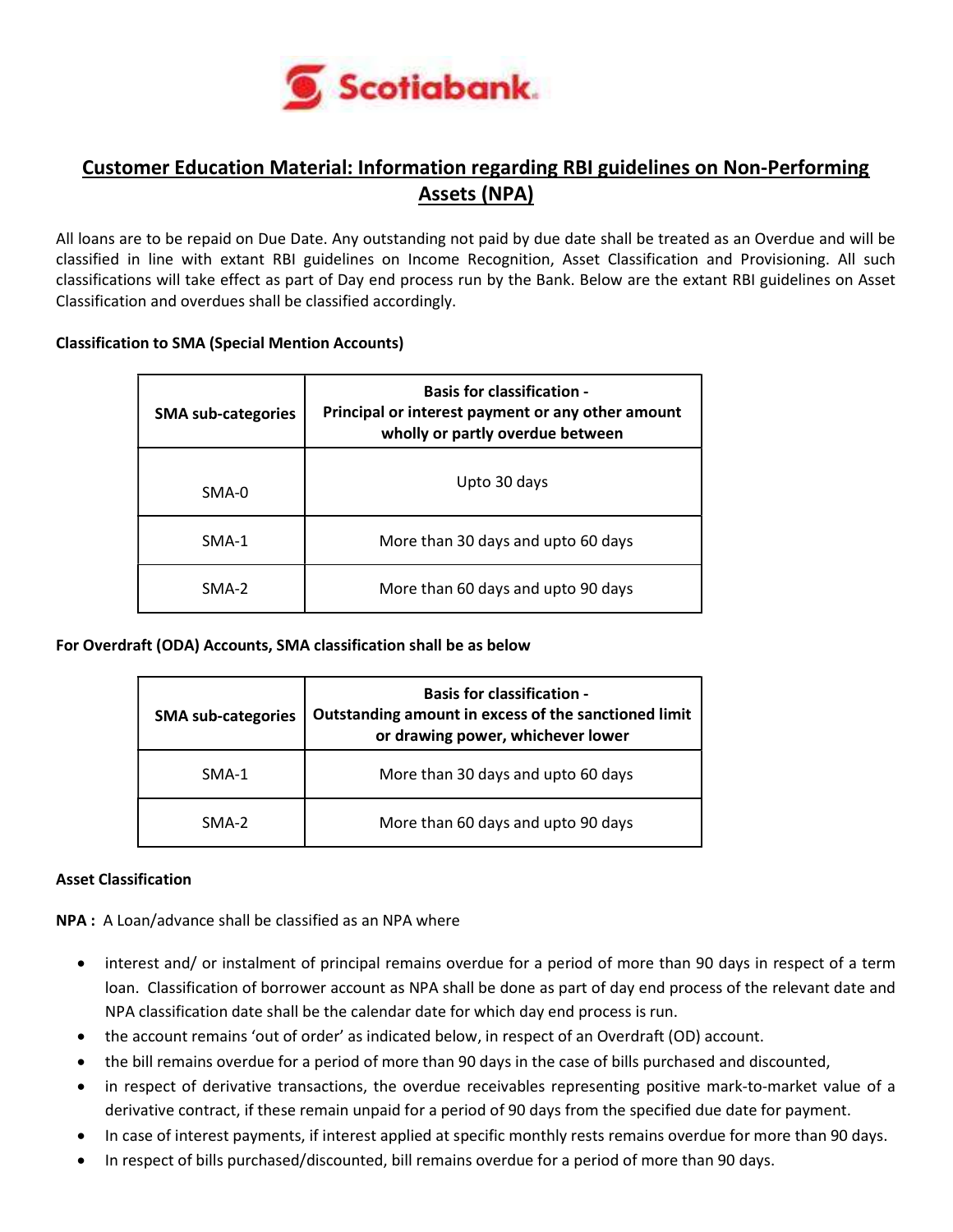# Customer Education Material: Information regarding RBI guidelines on Non-Performing Assets (NPA)

All loans are to be repaid on Due Date. Any outstanding not paid by due date shall be treated as an Overdue and will be classified in line with extant RBI guidelines on Income Recognition, Asset Classification and Provisioning. All such classifications will take effect as part of Day end process run by the Bank. Below are the extant RBI guidelines on Asset Classification and overdues shall be classified accordingly.

**Classification to SMA (Special Mention Accounts)**

| SMA sub-categories | Basis for classification - Principal or interest payment or any other amount wholly or partly overdue between |
| --- | --- |
| SMA-0 | Upto 30 days |
| SMA-1 | More than 30 days and upto 60 days |
| SMA-2 | More than 60 days and upto 90 days |

**For Overdraft (ODA) Accounts, SMA classification shall be as below**

| SMA sub-categories | Basis for classification - Outstanding amount in excess of the sanctioned limit or drawing power, whichever lower |
| --- | --- |
| SMA-1 | More than 30 days and upto 60 days |
| SMA-2 | More than 60 days and upto 90 days |

**Asset Classification**

**NPA :** A Loan/advance shall be classified as an NPA where

- interest and/ or instalment of principal remains overdue for a period of more than 90 days in respect of a term loan. Classification of borrower account as NPA shall be done as part of day end process of the relevant date and NPA classification date shall be the calendar date for which day end process is run.
- the account remains 'out of order' as indicated below, in respect of an Overdraft (OD) account.
- the bill remains overdue for a period of more than 90 days in the case of bills purchased and discounted,
- in respect of derivative transactions, the overdue receivables representing positive mark-to-market value of a derivative contract, if these remain unpaid for a period of 90 days from the specified due date for payment.
- In case of interest payments, if interest applied at specific monthly rests remains overdue for more than 90 days.
- In respect of bills purchased/discounted, bill remains overdue for a period of more than 90 days.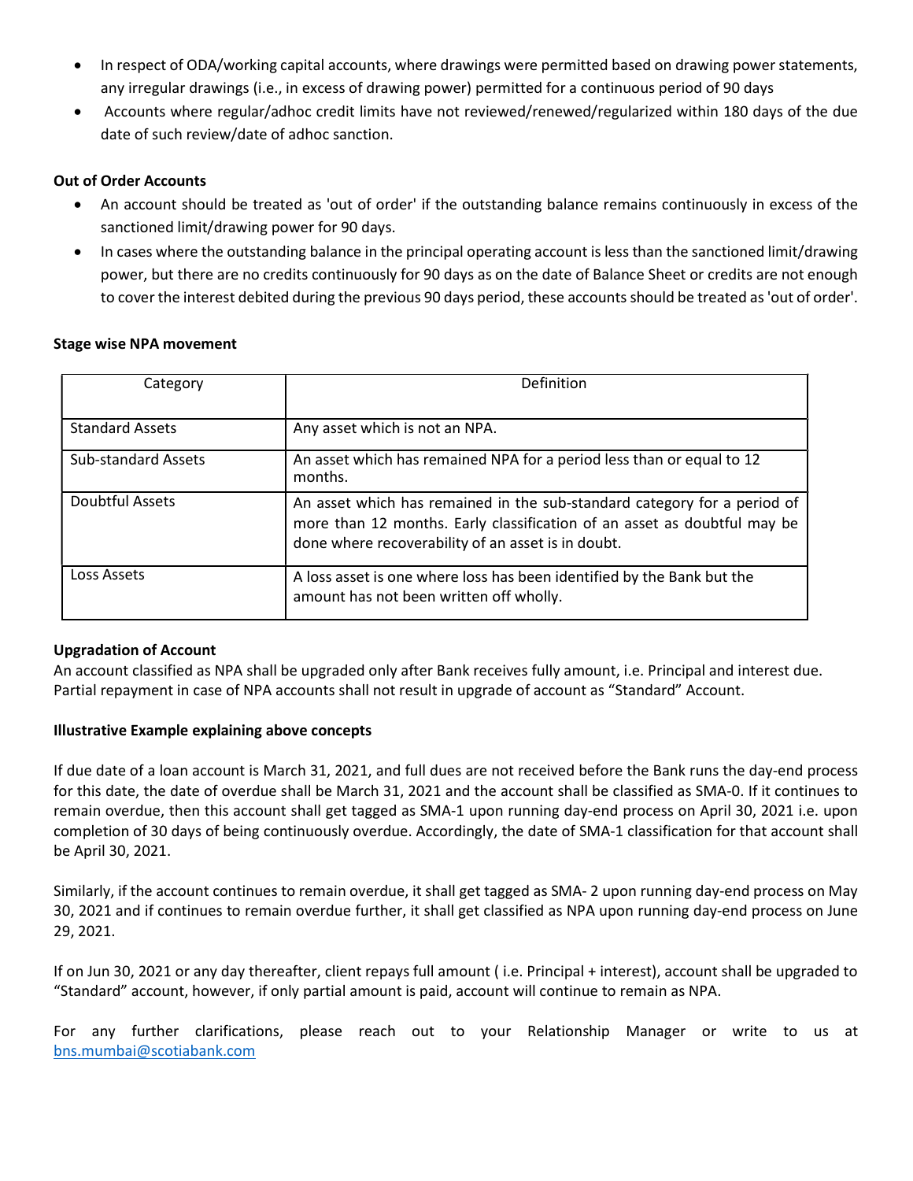- In respect of ODA/working capital accounts, where drawings were permitted based on drawing power statements, any irregular drawings (i.e., in excess of drawing power) permitted for a continuous period of 90 days
- Accounts where regular/adhoc credit limits have not reviewed/renewed/regularized within 180 days of the due date of such review/date of adhoc sanction.

**Out of Order Accounts**

- An account should be treated as 'out of order' if the outstanding balance remains continuously in excess of the sanctioned limit/drawing power for 90 days.
- In cases where the outstanding balance in the principal operating account is less than the sanctioned limit/drawing power, but there are no credits continuously for 90 days as on the date of Balance Sheet or credits are not enough to cover the interest debited during the previous 90 days period, these accounts should be treated as 'out of order'.

**Stage wise NPA movement**

| Category | Definition |
| --- | --- |
| Standard Assets | Any asset which is not an NPA. |
| Sub-standard Assets | An asset which has remained NPA for a period less than or equal to 12 months. |
| Doubtful Assets | An asset which has remained in the sub-standard category for a period of more than 12 months. Early classification of an asset as doubtful may be done where recoverability of an asset is in doubt. |
| Loss Assets | A loss asset is one where loss has been identified by the Bank but the amount has not been written off wholly. |

**Upgradation of Account**

An account classified as NPA shall be upgraded only after Bank receives fully amount, i.e. Principal and interest due. Partial repayment in case of NPA accounts shall not result in upgrade of account as "Standard" Account.

**Illustrative Example explaining above concepts**

If due date of a loan account is March 31, 2021, and full dues are not received before the Bank runs the day-end process for this date, the date of overdue shall be March 31, 2021 and the account shall be classified as SMA-0. If it continues to remain overdue, then this account shall get tagged as SMA-1 upon running day-end process on April 30, 2021 i.e. upon completion of 30 days of being continuously overdue. Accordingly, the date of SMA-1 classification for that account shall be April 30, 2021.

Similarly, if the account continues to remain overdue, it shall get tagged as SMA- 2 upon running day-end process on May 30, 2021 and if continues to remain overdue further, it shall get classified as NPA upon running day-end process on June 29, 2021.

If on Jun 30, 2021 or any day thereafter, client repays full amount ( i.e. Principal + interest), account shall be upgraded to "Standard" account, however, if only partial amount is paid, account will continue to remain as NPA.

For any further clarifications, please reach out to your Relationship Manager or write to us at bns.mumbai@scotiabank.com